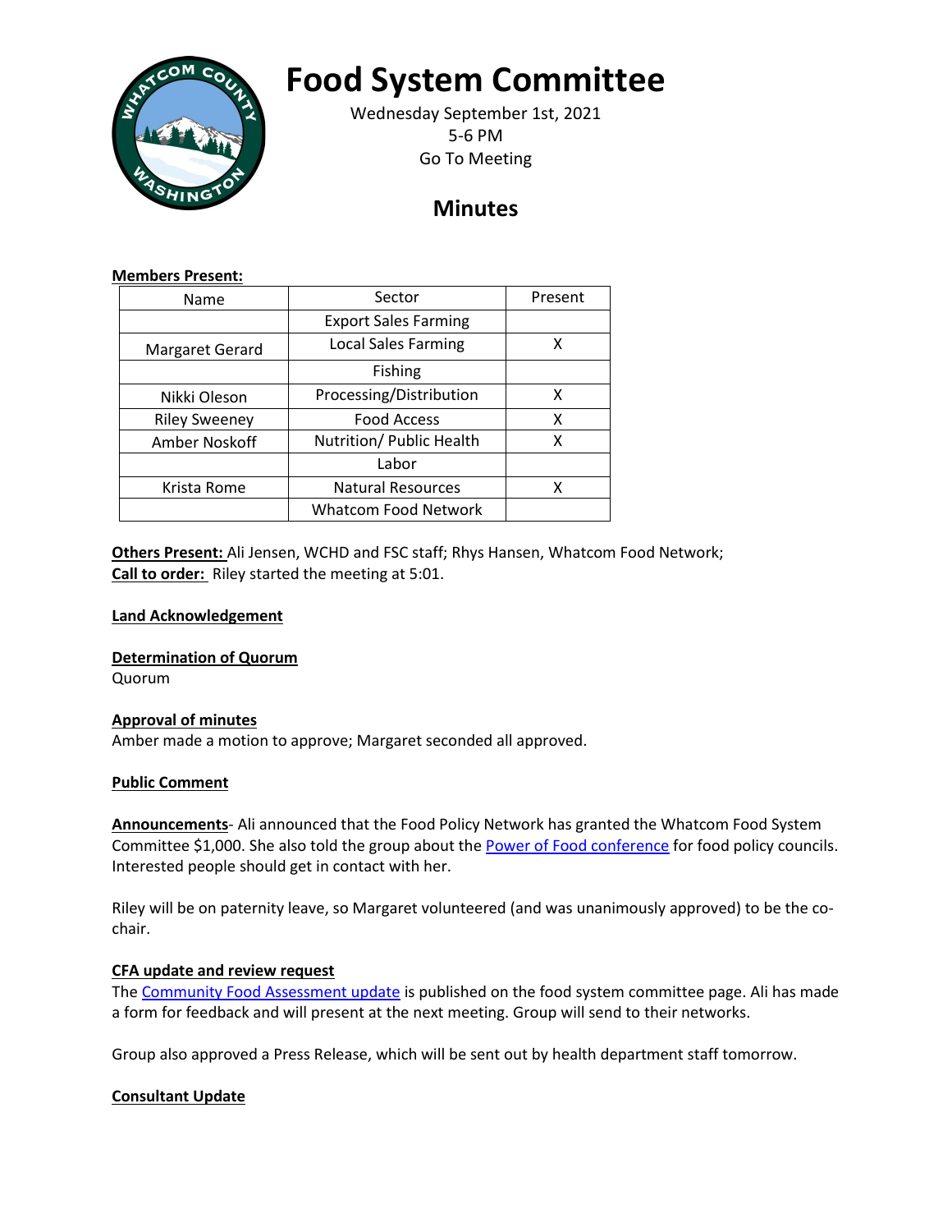# Food System Committee

Wednesday September 1st, 2021
5-6 PM
Go To Meeting

## Minutes

**Members Present:**

| Name | Sector | Present |
|---|---|---|
| | Export Sales Farming | |
| Margaret Gerard | Local Sales Farming | X |
| | Fishing | |
| Nikki Oleson | Processing/Distribution | X |
| Riley Sweeney | Food Access | X |
| Amber Noskoff | Nutrition/ Public Health | X |
| | Labor | |
| Krista Rome | Natural Resources | X |
| | Whatcom Food Network | |

**Others Present:** Ali Jensen, WCHD and FSC staff; Rhys Hansen, Whatcom Food Network;
**Call to order:** Riley started the meeting at 5:01.

**Land Acknowledgement**

**Determination of Quorum**
Quorum

**Approval of minutes**
Amber made a motion to approve; Margaret seconded all approved.

**Public Comment**

**Announcements**- Ali announced that the Food Policy Network has granted the Whatcom Food System Committee $1,000. She also told the group about the Power of Food conference for food policy councils. Interested people should get in contact with her.

Riley will be on paternity leave, so Margaret volunteered (and was unanimously approved) to be the co-chair.

**CFA update and review request**
The Community Food Assessment update is published on the food system committee page. Ali has made a form for feedback and will present at the next meeting. Group will send to their networks.

Group also approved a Press Release, which will be sent out by health department staff tomorrow.

**Consultant Update**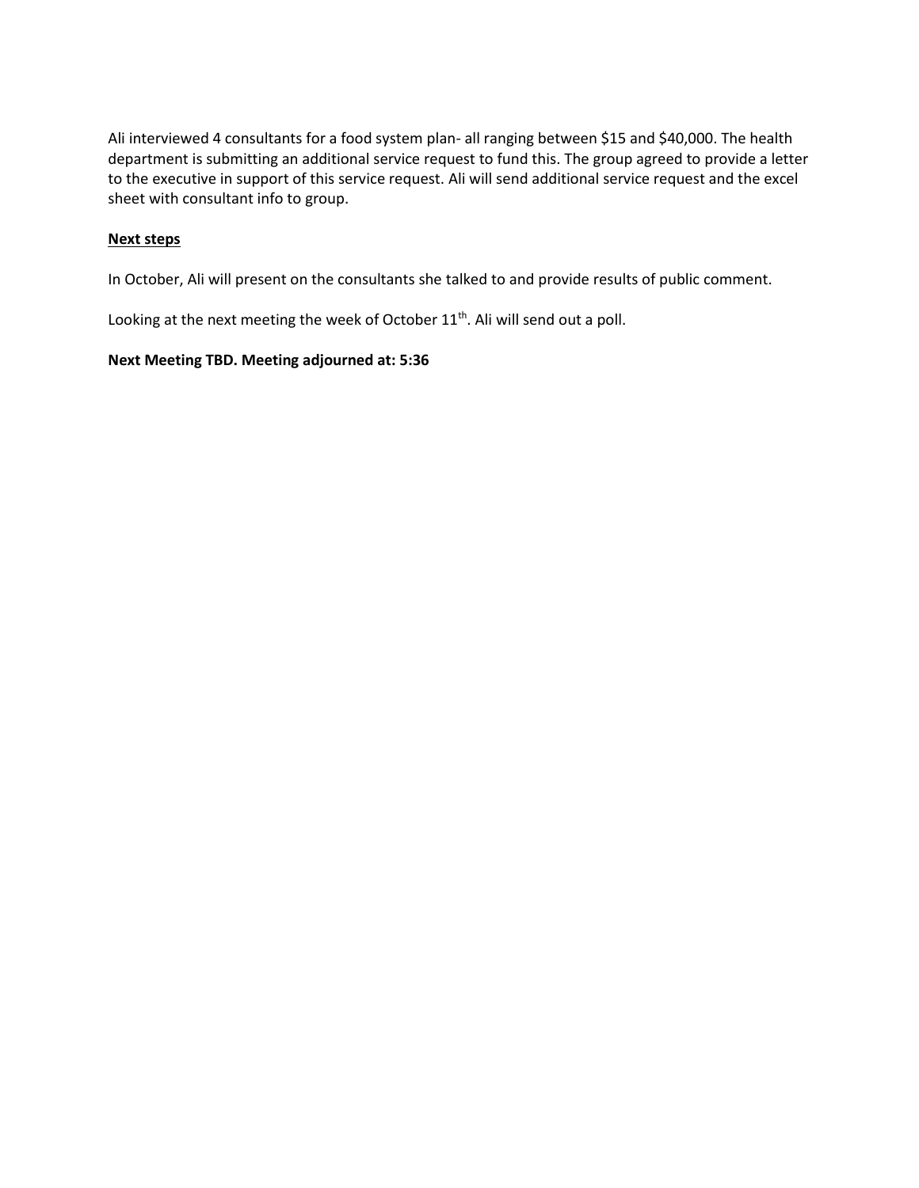Ali interviewed 4 consultants for a food system plan- all ranging between $15 and $40,000. The health department is submitting an additional service request to fund this. The group agreed to provide a letter to the executive in support of this service request. Ali will send additional service request and the excel sheet with consultant info to group.

**Next steps**

In October, Ali will present on the consultants she talked to and provide results of public comment.

Looking at the next meeting the week of October 11th. Ali will send out a poll.

**Next Meeting TBD. Meeting adjourned at: 5:36**